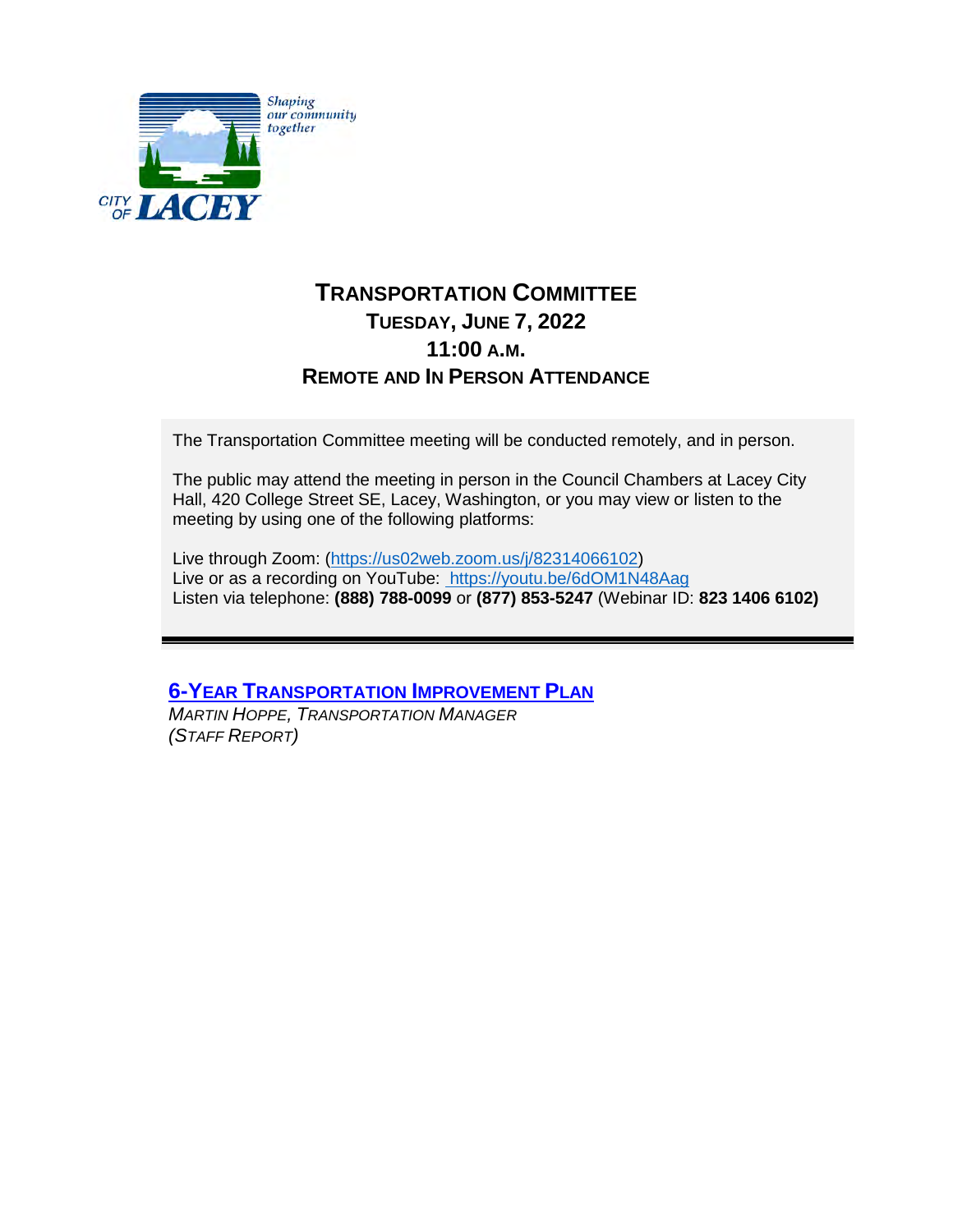CITY OF LACEY

*Shaping our community together*

# TRANSPORTATION COMMITTEE
## TUESDAY, JUNE 7, 2022
## 11:00 A.M.
## REMOTE AND IN PERSON ATTENDANCE

The Transportation Committee meeting will be conducted remotely, and in person.

The public may attend the meeting in person in the Council Chambers at Lacey City Hall, 420 College Street SE, Lacey, Washington, or you may view or listen to the meeting by using one of the following platforms:

Live through Zoom: (https://us02web.zoom.us/j/82314066102)
Live or as a recording on YouTube: https://youtu.be/6dOM1N48Aag
Listen via telephone: **(888) 788-0099** or **(877) 853-5247** (Webinar ID: **823 1406 6102)**

---

### 6-YEAR TRANSPORTATION IMPROVEMENT PLAN

*MARTIN HOPPE, TRANSPORTATION MANAGER*
*(STAFF REPORT)*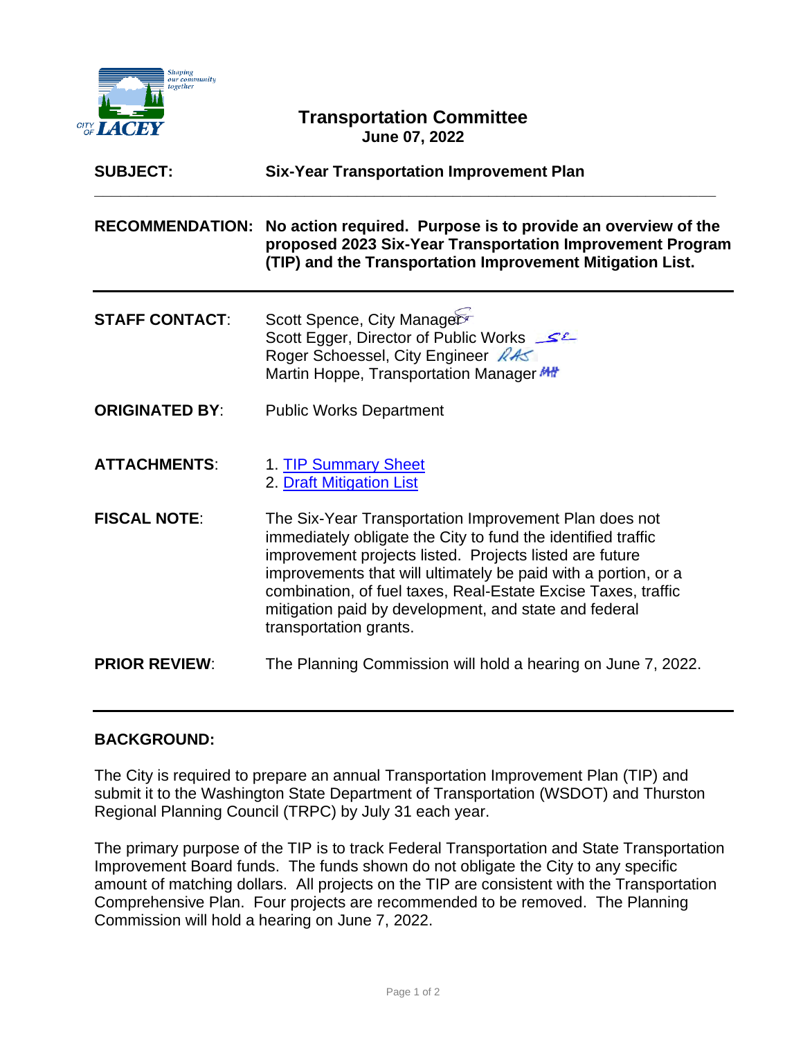# Transportation Committee
**June 07, 2022**

| | |
|---|---|
| **SUBJECT:** | **Six-Year Transportation Improvement Plan** |
| **RECOMMENDATION:** | **No action required. Purpose is to provide an overview of the proposed 2023 Six-Year Transportation Improvement Program (TIP) and the Transportation Improvement Mitigation List.** |
| **STAFF CONTACT**: | Scott Spence, City Manager<br>Scott Egger, Director of Public Works<br>Roger Schoessel, City Engineer<br>Martin Hoppe, Transportation Manager |
| **ORIGINATED BY**: | Public Works Department |
| **ATTACHMENTS**: | 1. TIP Summary Sheet<br>2. Draft Mitigation List |
| **FISCAL NOTE**: | The Six-Year Transportation Improvement Plan does not immediately obligate the City to fund the identified traffic improvement projects listed. Projects listed are future improvements that will ultimately be paid with a portion, or a combination, of fuel taxes, Real-Estate Excise Taxes, traffic mitigation paid by development, and state and federal transportation grants. |
| **PRIOR REVIEW**: | The Planning Commission will hold a hearing on June 7, 2022. |

## BACKGROUND:

The City is required to prepare an annual Transportation Improvement Plan (TIP) and submit it to the Washington State Department of Transportation (WSDOT) and Thurston Regional Planning Council (TRPC) by July 31 each year.

The primary purpose of the TIP is to track Federal Transportation and State Transportation Improvement Board funds. The funds shown do not obligate the City to any specific amount of matching dollars. All projects on the TIP are consistent with the Transportation Comprehensive Plan. Four projects are recommended to be removed. The Planning Commission will hold a hearing on June 7, 2022.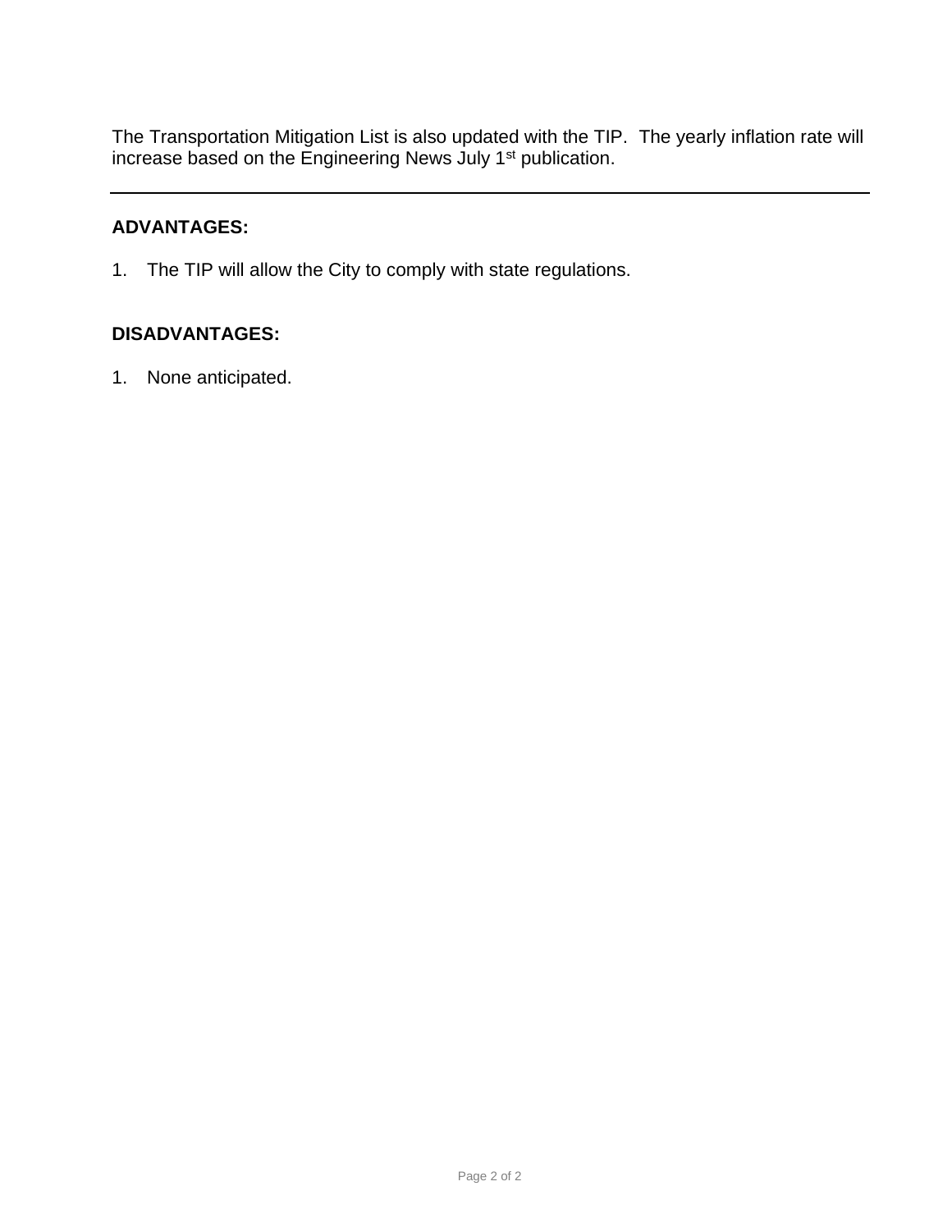The Transportation Mitigation List is also updated with the TIP. The yearly inflation rate will increase based on the Engineering News July 1st publication.

---

**ADVANTAGES:**

1. The TIP will allow the City to comply with state regulations.

**DISADVANTAGES:**

1. None anticipated.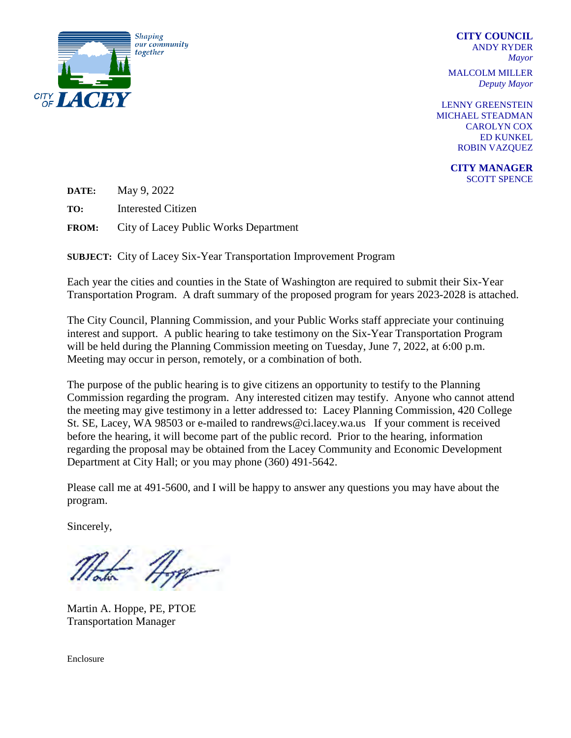Shaping our community together

CITY OF LACEY

**CITY COUNCIL**
ANDY RYDER
*Mayor*

MALCOLM MILLER
*Deputy Mayor*

LENNY GREENSTEIN
MICHAEL STEADMAN
CAROLYN COX
ED KUNKEL
ROBIN VAZQUEZ

**CITY MANAGER**
SCOTT SPENCE

**DATE:** May 9, 2022

**TO:** Interested Citizen

**FROM:** City of Lacey Public Works Department

**SUBJECT:** City of Lacey Six-Year Transportation Improvement Program

Each year the cities and counties in the State of Washington are required to submit their Six-Year Transportation Program. A draft summary of the proposed program for years 2023-2028 is attached.

The City Council, Planning Commission, and your Public Works staff appreciate your continuing interest and support. A public hearing to take testimony on the Six-Year Transportation Program will be held during the Planning Commission meeting on Tuesday, June 7, 2022, at 6:00 p.m. Meeting may occur in person, remotely, or a combination of both.

The purpose of the public hearing is to give citizens an opportunity to testify to the Planning Commission regarding the program. Any interested citizen may testify. Anyone who cannot attend the meeting may give testimony in a letter addressed to: Lacey Planning Commission, 420 College St. SE, Lacey, WA 98503 or e-mailed to randrews@ci.lacey.wa.us If your comment is received before the hearing, it will become part of the public record. Prior to the hearing, information regarding the proposal may be obtained from the Lacey Community and Economic Development Department at City Hall; or you may phone (360) 491-5642.

Please call me at 491-5600, and I will be happy to answer any questions you may have about the program.

Sincerely,

Martin A. Hoppe, PE, PTOE
Transportation Manager

Enclosure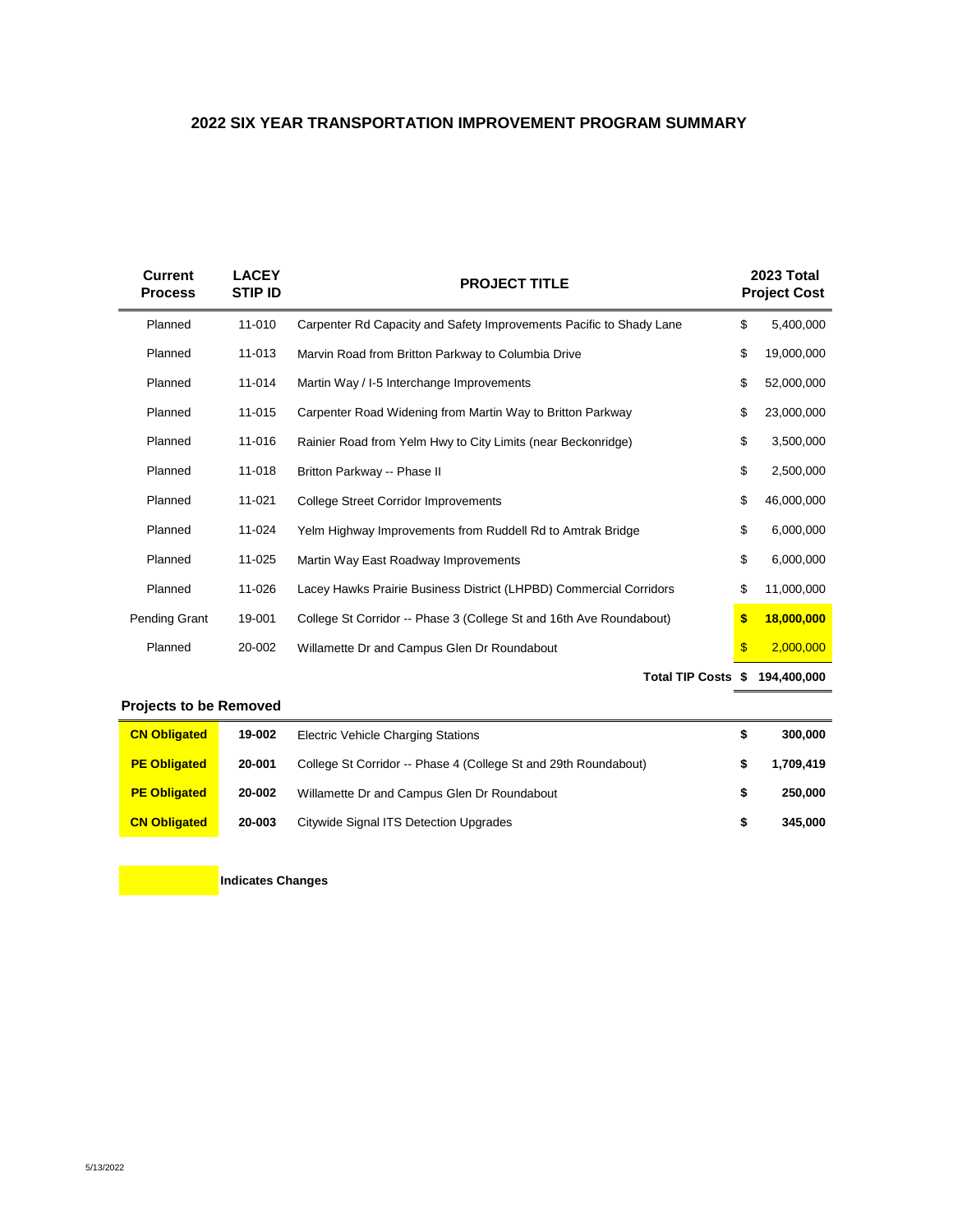# 2022 SIX YEAR TRANSPORTATION IMPROVEMENT PROGRAM SUMMARY

| Current Process | LACEY STIP ID | PROJECT TITLE | 2023 Total Project Cost |
|---|---|---|---|
| Planned | 11-010 | Carpenter Rd Capacity and Safety Improvements Pacific to Shady Lane | $ 5,400,000 |
| Planned | 11-013 | Marvin Road from Britton Parkway to Columbia Drive | $ 19,000,000 |
| Planned | 11-014 | Martin Way / I-5 Interchange Improvements | $ 52,000,000 |
| Planned | 11-015 | Carpenter Road Widening from Martin Way to Britton Parkway | $ 23,000,000 |
| Planned | 11-016 | Rainier Road from Yelm Hwy to City Limits (near Beckonridge) | $ 3,500,000 |
| Planned | 11-018 | Britton Parkway -- Phase II | $ 2,500,000 |
| Planned | 11-021 | College Street Corridor Improvements | $ 46,000,000 |
| Planned | 11-024 | Yelm Highway Improvements from Ruddell Rd to Amtrak Bridge | $ 6,000,000 |
| Planned | 11-025 | Martin Way East Roadway Improvements | $ 6,000,000 |
| Planned | 11-026 | Lacey Hawks Prairie Business District (LHPBD) Commercial Corridors | $ 11,000,000 |
| Pending Grant | 19-001 | College St Corridor -- Phase 3 (College St and 16th Ave Roundabout) | **$ 18,000,000** |
| Planned | 20-002 | Willamette Dr and Campus Glen Dr Roundabout | $ 2,000,000 |
| | | **Total TIP Costs** | **$ 194,400,000** |

## Projects to be Removed

| Current Process | LACEY STIP ID | PROJECT TITLE | Cost |
|---|---|---|---|
| **CN Obligated** | **19-002** | Electric Vehicle Charging Stations | **$ 300,000** |
| **PE Obligated** | **20-001** | College St Corridor -- Phase 4 (College St and 29th Roundabout) | **$ 1,709,419** |
| **PE Obligated** | **20-002** | Willamette Dr and Campus Glen Dr Roundabout | **$ 250,000** |
| **CN Obligated** | **20-003** | Citywide Signal ITS Detection Upgrades | **$ 345,000** |

**Indicates Changes** (highlighted)

5/13/2022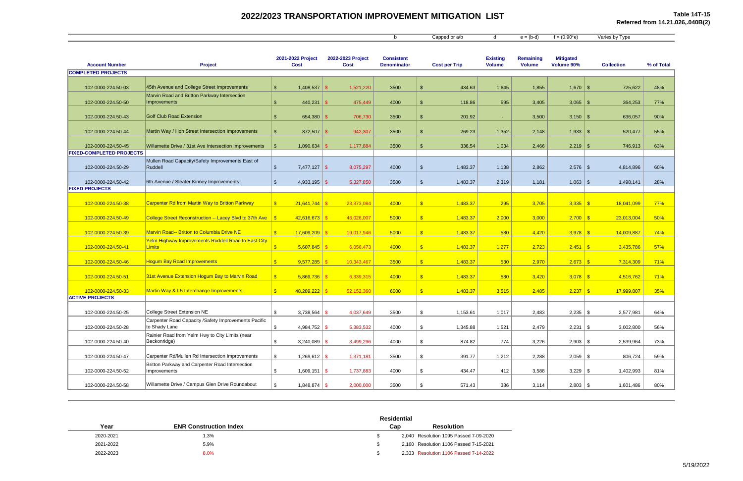# 2022/2023 TRANSPORTATION IMPROVEMENT MITIGATION LIST

**Table 14T-15**
**Referred from 14.21.026,.040B(2)**

| | | | | b | Capped or a/b | d | e = (b-d) | f = (0.90*e) | Varies by Type | |
|---|---|---|---|---|---|---|---|---|---|---|
| **Account Number** | **Project** | **2021-2022 Project Cost** | **2022-2023 Project Cost** | **Consistent Denominator** | **Cost per Trip** | **Existing Volume** | **Remaining Volume** | **Mitigated Volume 90%** | **Collection** | **% of Total** |
| **COMPLETED PROJECTS** | | | | | | | | | | |
| 102-0000-224.50-03 | 45th Avenue and College Street Improvements | $ 1,408,537 | $ 1,521,220 | 3500 | $ 434.63 | 1,645 | 1,855 | 1,670 | $ 725,622 | 48% |
| 102-0000-224.50-50 | Marvin Road and Britton Parkway Intersection Improvements | $ 440,231 | $ 475,449 | 4000 | $ 118.86 | 595 | 3,405 | 3,065 | $ 364,253 | 77% |
| 102-0000-224.50-43 | Golf Club Road Extension | $ 654,380 | $ 706,730 | 3500 | $ 201.92 | - | 3,500 | 3,150 | $ 636,057 | 90% |
| 102-0000-224.50-44 | Martin Way / Hoh Street Intersection Improvements | $ 872,507 | $ 942,307 | 3500 | $ 269.23 | 1,352 | 2,148 | 1,933 | $ 520,477 | 55% |
| 102-0000-224.50-45 | Willamette Drive / 31st Ave Intersection Improvements | $ 1,090,634 | $ 1,177,884 | 3500 | $ 336.54 | 1,034 | 2,466 | 2,219 | $ 746,913 | 63% |
| **FIXED-COMPLETED PROJECTS** | | | | | | | | | | |
| 102-0000-224.50-29 | Mullen Road Capacity/Safety Improvements East of Ruddell | $ 7,477,127 | $ 8,075,297 | 4000 | $ 1,483.37 | 1,138 | 2,862 | 2,576 | $ 4,814,896 | 60% |
| 102-0000-224.50-42 | 6th Avenue / Sleater Kinney Improvements | $ 4,933,195 | $ 5,327,850 | 3500 | $ 1,483.37 | 2,319 | 1,181 | 1,063 | $ 1,498,141 | 28% |
| **FIXED PROJECTS** | | | | | | | | | | |
| 102-0000-224.50-38 | Carpenter Rd from Martin Way to Britton Parkway | $ 21,641,744 | $ 23,373,084 | 4000 | $ 1,483.37 | 295 | 3,705 | 3,335 | $ 18,041,099 | 77% |
| 102-0000-224.50-49 | College Street Reconstruction -- Lacey Blvd to 37th Ave | $ 42,616,673 | $ 46,026,007 | 5000 | $ 1,483.37 | 2,000 | 3,000 | 2,700 | $ 23,013,004 | 50% |
| 102-0000-224.50-39 | Marvin Road-- Britton to Columbia Drive NE | $ 17,609,209 | $ 19,017,946 | 5000 | $ 1,483.37 | 580 | 4,420 | 3,978 | $ 14,009,887 | 74% |
| 102-0000-224.50-41 | Yelm Highway Improvements Ruddell Road to East City Limits | $ 5,607,845 | $ 6,056,473 | 4000 | $ 1,483.37 | 1,277 | 2,723 | 2,451 | $ 3,435,786 | 57% |
| 102-0000-224.50-46 | Hogum Bay Road Improvements | $ 9,577,285 | $ 10,343,467 | 3500 | $ 1,483.37 | 530 | 2,970 | 2,673 | $ 7,314,309 | 71% |
| 102-0000-224.50-51 | 31st Avenue Extension Hogum Bay to Marvin Road | $ 5,869,736 | $ 6,339,315 | 4000 | $ 1,483.37 | 580 | 3,420 | 3,078 | $ 4,516,762 | 71% |
| 102-0000-224.50-33 | Martin Way & I-5 Interchange Improvements | $ 48,289,222 | $ 52,152,360 | 6000 | $ 1,483.37 | 3,515 | 2,485 | 2,237 | $ 17,999,807 | 35% |
| **ACTIVE PROJECTS** | | | | | | | | | | |
| 102-0000-224.50-25 | College Street Extension NE | $ 3,738,564 | $ 4,037,649 | 3500 | $ 1,153.61 | 1,017 | 2,483 | 2,235 | $ 2,577,981 | 64% |
| 102-0000-224.50-28 | Carpenter Road Capacity /Safety Improvements Pacific to Shady Lane | $ 4,984,752 | $ 5,383,532 | 4000 | $ 1,345.88 | 1,521 | 2,479 | 2,231 | $ 3,002,800 | 56% |
| 102-0000-224.50-40 | Rainier Road from Yelm Hwy to City Limits (near Beckonridge) | $ 3,240,089 | $ 3,499,296 | 4000 | $ 874.82 | 774 | 3,226 | 2,903 | $ 2,539,964 | 73% |
| 102-0000-224.50-47 | Carpenter Rd/Mullen Rd Intersection Improvements | $ 1,269,612 | $ 1,371,181 | 3500 | $ 391.77 | 1,212 | 2,288 | 2,059 | $ 806,724 | 59% |
| 102-0000-224.50-52 | Britton Parkway and Carpenter Road Intersection Improvements | $ 1,609,151 | $ 1,737,883 | 4000 | $ 434.47 | 412 | 3,588 | 3,229 | $ 1,402,993 | 81% |
| 102-0000-224.50-58 | Willamette Drive / Campus Glen Drive Roundabout | $ 1,848,874 | $ 2,000,000 | 3500 | $ 571.43 | 386 | 3,114 | 2,803 | $ 1,601,486 | 80% |

| Year | ENR Construction Index | Residential Cap | Resolution |
|---|---|---|---|
| 2020-2021 | 1.3% | $ 2,040 | Resolution 1095 Passed 7-09-2020 |
| 2021-2022 | 5.9% | $ 2,160 | Resolution 1106 Passed 7-15-2021 |
| 2022-2023 | 8.0% | $ 2,333 | Resolution 1106 Passed 7-14-2022 |

5/19/2022